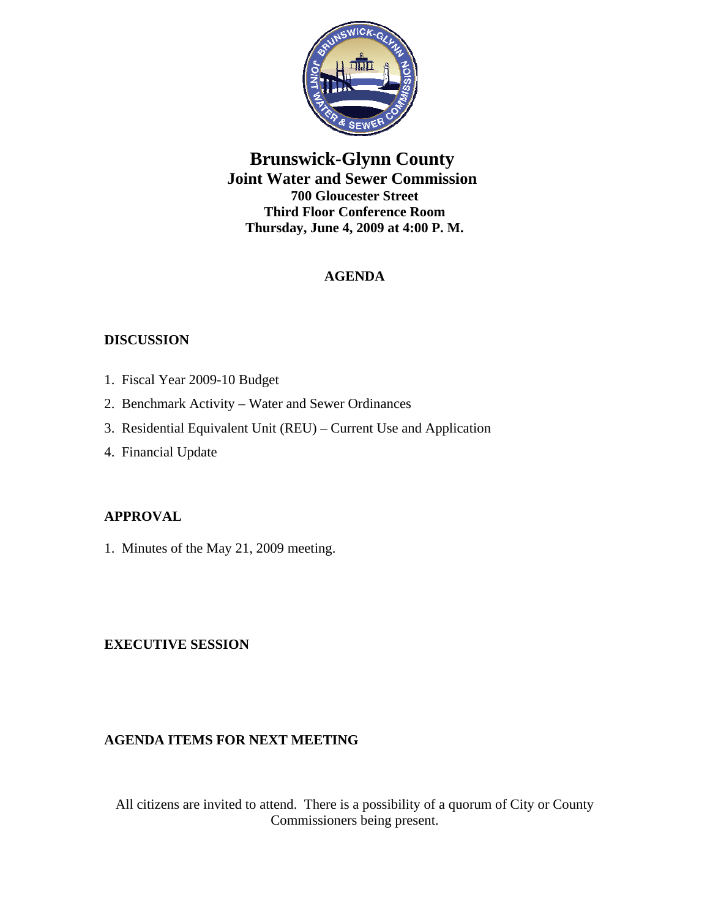# Brunswick-Glynn County

## Joint Water and Sewer Commission

**700 Gloucester Street**
**Third Floor Conference Room**
**Thursday, June 4, 2009 at 4:00 P. M.**

## AGENDA

### DISCUSSION

1. Fiscal Year 2009-10 Budget
2. Benchmark Activity – Water and Sewer Ordinances
3. Residential Equivalent Unit (REU) – Current Use and Application
4. Financial Update

### APPROVAL

1. Minutes of the May 21, 2009 meeting.

### EXECUTIVE SESSION

### AGENDA ITEMS FOR NEXT MEETING

All citizens are invited to attend. There is a possibility of a quorum of City or County Commissioners being present.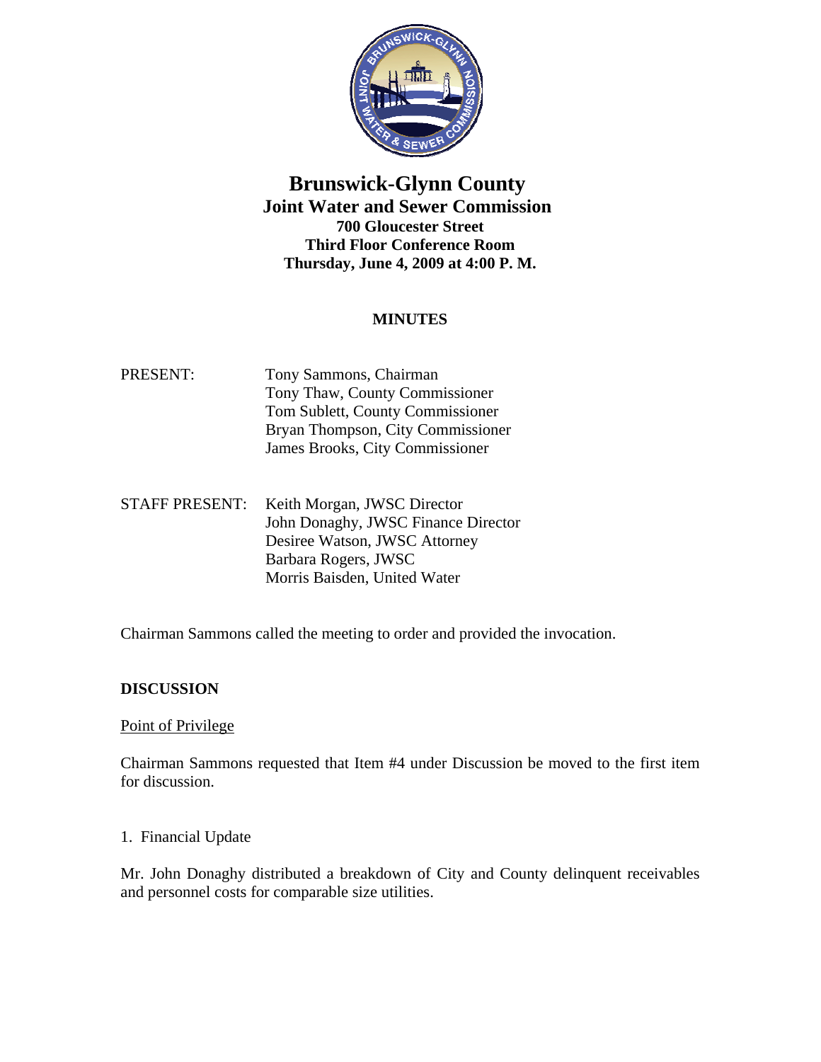# Brunswick-Glynn County
## Joint Water and Sewer Commission
**700 Gloucester Street**
**Third Floor Conference Room**
**Thursday, June 4, 2009 at 4:00 P. M.**

**MINUTES**

PRESENT:
Tony Sammons, Chairman
Tony Thaw, County Commissioner
Tom Sublett, County Commissioner
Bryan Thompson, City Commissioner
James Brooks, City Commissioner

STAFF PRESENT:
Keith Morgan, JWSC Director
John Donaghy, JWSC Finance Director
Desiree Watson, JWSC Attorney
Barbara Rogers, JWSC
Morris Baisden, United Water

Chairman Sammons called the meeting to order and provided the invocation.

**DISCUSSION**

Point of Privilege

Chairman Sammons requested that Item #4 under Discussion be moved to the first item for discussion.

1. Financial Update

Mr. John Donaghy distributed a breakdown of City and County delinquent receivables and personnel costs for comparable size utilities.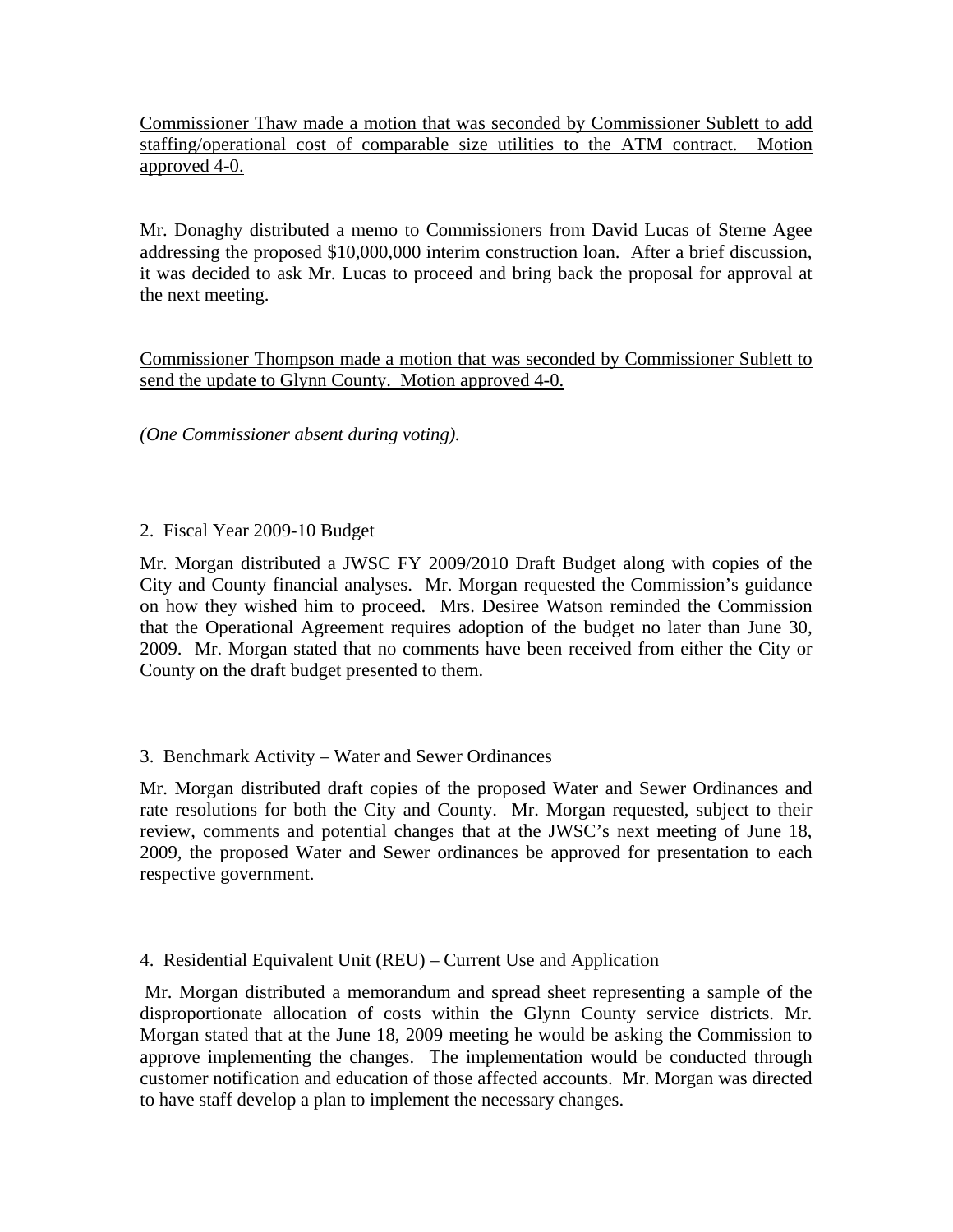<u>Commissioner Thaw made a motion that was seconded by Commissioner Sublett to add staffing/operational cost of comparable size utilities to the ATM contract. Motion approved 4-0.</u>

Mr. Donaghy distributed a memo to Commissioners from David Lucas of Sterne Agee addressing the proposed $10,000,000 interim construction loan. After a brief discussion, it was decided to ask Mr. Lucas to proceed and bring back the proposal for approval at the next meeting.

<u>Commissioner Thompson made a motion that was seconded by Commissioner Sublett to send the update to Glynn County. Motion approved 4-0.</u>

*(One Commissioner absent during voting).*

2. Fiscal Year 2009-10 Budget

Mr. Morgan distributed a JWSC FY 2009/2010 Draft Budget along with copies of the City and County financial analyses. Mr. Morgan requested the Commission's guidance on how they wished him to proceed. Mrs. Desiree Watson reminded the Commission that the Operational Agreement requires adoption of the budget no later than June 30, 2009. Mr. Morgan stated that no comments have been received from either the City or County on the draft budget presented to them.

3. Benchmark Activity – Water and Sewer Ordinances

Mr. Morgan distributed draft copies of the proposed Water and Sewer Ordinances and rate resolutions for both the City and County. Mr. Morgan requested, subject to their review, comments and potential changes that at the JWSC's next meeting of June 18, 2009, the proposed Water and Sewer ordinances be approved for presentation to each respective government.

4. Residential Equivalent Unit (REU) – Current Use and Application

Mr. Morgan distributed a memorandum and spread sheet representing a sample of the disproportionate allocation of costs within the Glynn County service districts. Mr. Morgan stated that at the June 18, 2009 meeting he would be asking the Commission to approve implementing the changes. The implementation would be conducted through customer notification and education of those affected accounts. Mr. Morgan was directed to have staff develop a plan to implement the necessary changes.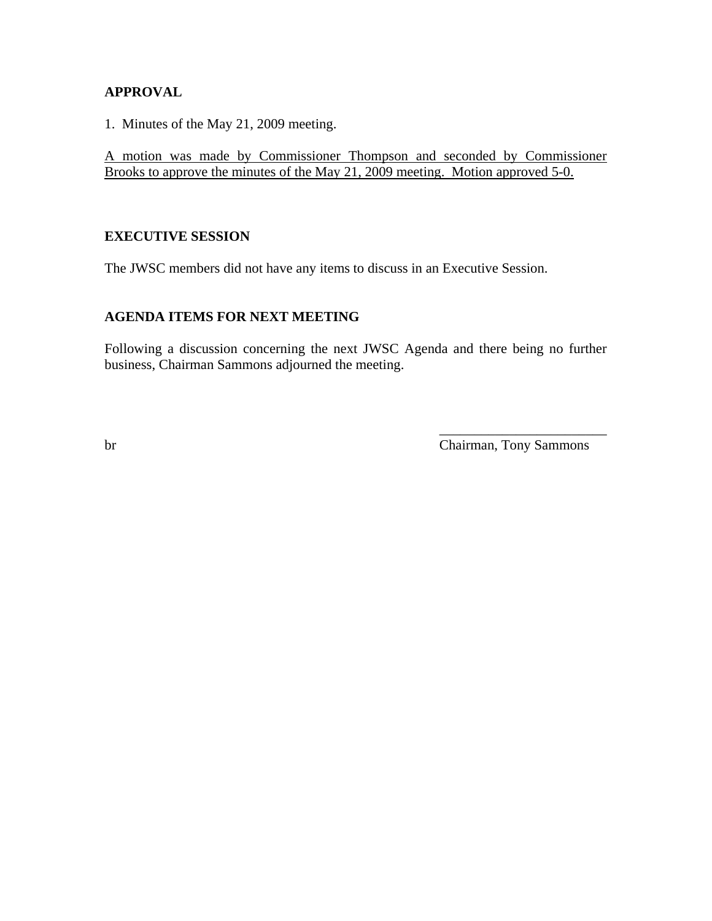**APPROVAL**

1. Minutes of the May 21, 2009 meeting.

<u>A motion was made by Commissioner Thompson and seconded by Commissioner Brooks to approve the minutes of the May 21, 2009 meeting. Motion approved 5-0.</u>

**EXECUTIVE SESSION**

The JWSC members did not have any items to discuss in an Executive Session.

**AGENDA ITEMS FOR NEXT MEETING**

Following a discussion concerning the next JWSC Agenda and there being no further business, Chairman Sammons adjourned the meeting.

_________________________

br

Chairman, Tony Sammons